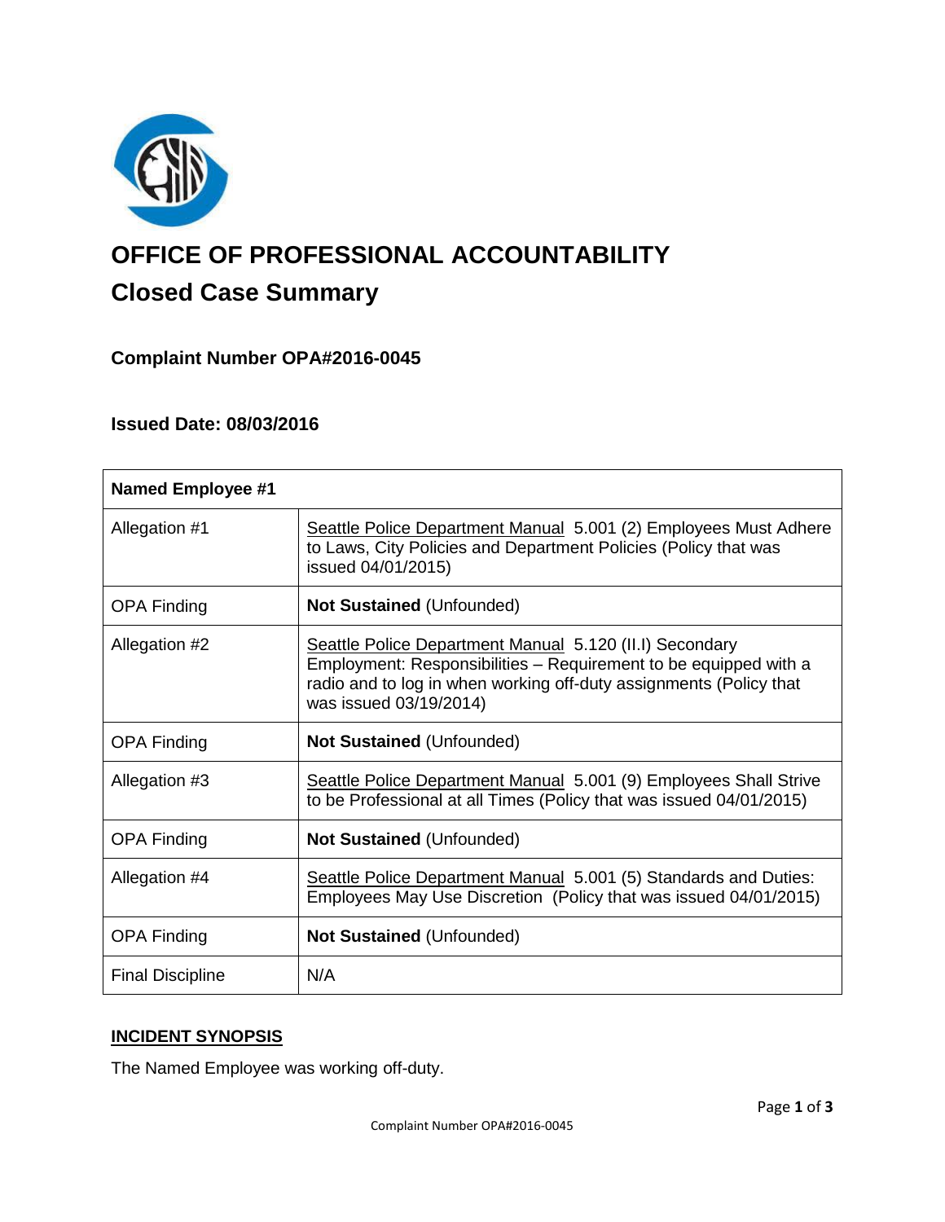# OFFICE OF PROFESSIONAL ACCOUNTABILITY

## Closed Case Summary

### Complaint Number OPA#2016-0045

### Issued Date: 08/03/2016

| Named Employee #1 | |
|---|---|
| Allegation #1 | Seattle Police Department Manual 5.001 (2) Employees Must Adhere to Laws, City Policies and Department Policies (Policy that was issued 04/01/2015) |
| OPA Finding | **Not Sustained** (Unfounded) |
| Allegation #2 | Seattle Police Department Manual 5.120 (II.I) Secondary Employment: Responsibilities – Requirement to be equipped with a radio and to log in when working off-duty assignments (Policy that was issued 03/19/2014) |
| OPA Finding | **Not Sustained** (Unfounded) |
| Allegation #3 | Seattle Police Department Manual 5.001 (9) Employees Shall Strive to be Professional at all Times (Policy that was issued 04/01/2015) |
| OPA Finding | **Not Sustained** (Unfounded) |
| Allegation #4 | Seattle Police Department Manual 5.001 (5) Standards and Duties: Employees May Use Discretion (Policy that was issued 04/01/2015) |
| OPA Finding | **Not Sustained** (Unfounded) |
| Final Discipline | N/A |

## INCIDENT SYNOPSIS

The Named Employee was working off-duty.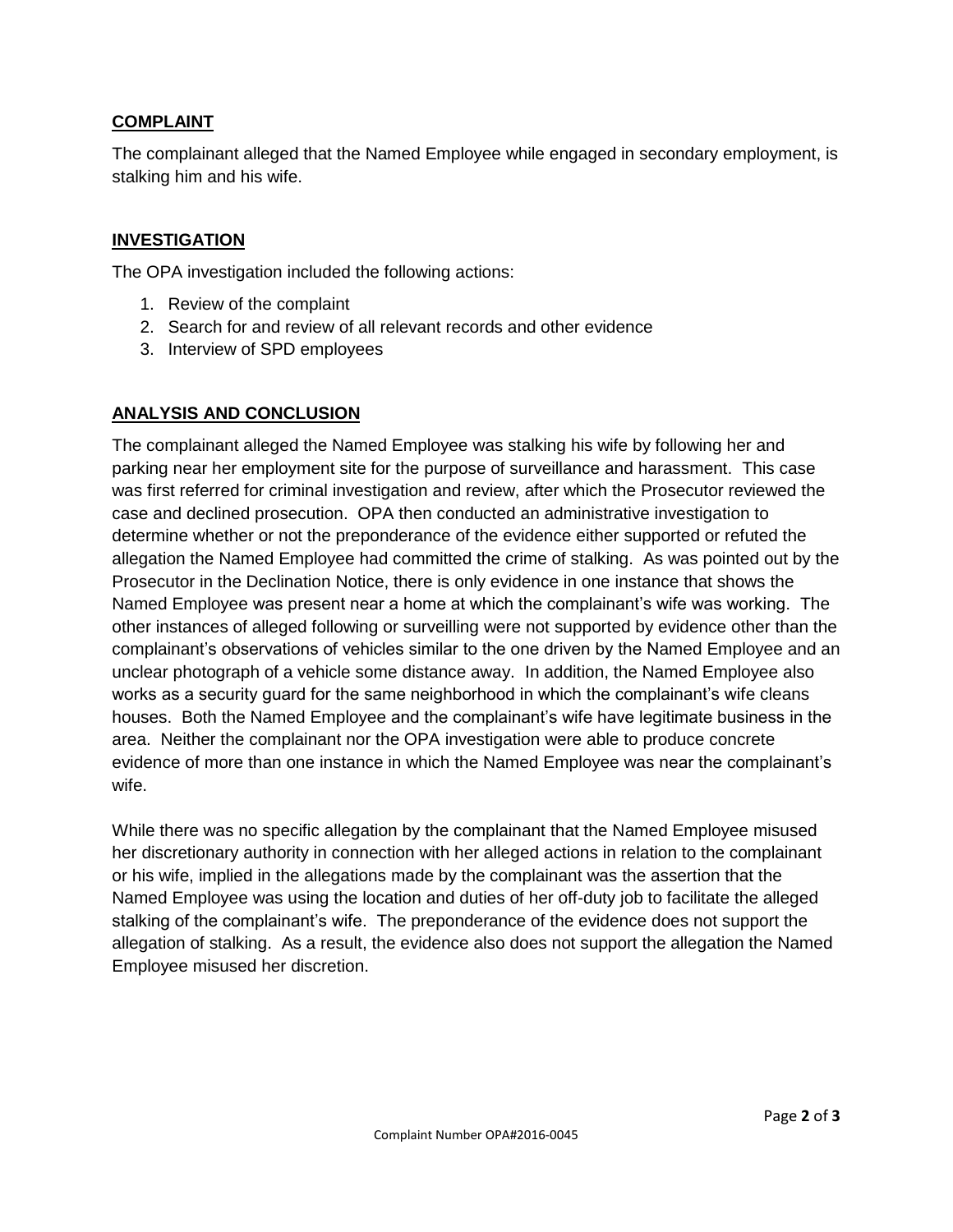## COMPLAINT

The complainant alleged that the Named Employee while engaged in secondary employment, is stalking him and his wife.

## INVESTIGATION

The OPA investigation included the following actions:

1. Review of the complaint
2. Search for and review of all relevant records and other evidence
3. Interview of SPD employees

## ANALYSIS AND CONCLUSION

The complainant alleged the Named Employee was stalking his wife by following her and parking near her employment site for the purpose of surveillance and harassment. This case was first referred for criminal investigation and review, after which the Prosecutor reviewed the case and declined prosecution. OPA then conducted an administrative investigation to determine whether or not the preponderance of the evidence either supported or refuted the allegation the Named Employee had committed the crime of stalking. As was pointed out by the Prosecutor in the Declination Notice, there is only evidence in one instance that shows the Named Employee was present near a home at which the complainant's wife was working. The other instances of alleged following or surveilling were not supported by evidence other than the complainant's observations of vehicles similar to the one driven by the Named Employee and an unclear photograph of a vehicle some distance away. In addition, the Named Employee also works as a security guard for the same neighborhood in which the complainant's wife cleans houses. Both the Named Employee and the complainant's wife have legitimate business in the area. Neither the complainant nor the OPA investigation were able to produce concrete evidence of more than one instance in which the Named Employee was near the complainant's wife.

While there was no specific allegation by the complainant that the Named Employee misused her discretionary authority in connection with her alleged actions in relation to the complainant or his wife, implied in the allegations made by the complainant was the assertion that the Named Employee was using the location and duties of her off-duty job to facilitate the alleged stalking of the complainant's wife. The preponderance of the evidence does not support the allegation of stalking. As a result, the evidence also does not support the allegation the Named Employee misused her discretion.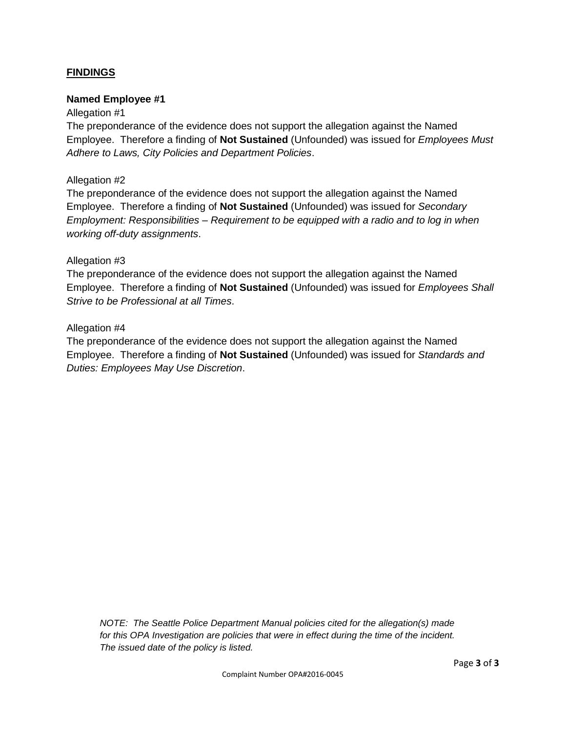## FINDINGS

### Named Employee #1

Allegation #1

The preponderance of the evidence does not support the allegation against the Named Employee. Therefore a finding of **Not Sustained** (Unfounded) was issued for *Employees Must Adhere to Laws, City Policies and Department Policies*.

Allegation #2

The preponderance of the evidence does not support the allegation against the Named Employee. Therefore a finding of **Not Sustained** (Unfounded) was issued for *Secondary Employment: Responsibilities – Requirement to be equipped with a radio and to log in when working off-duty assignments*.

Allegation #3

The preponderance of the evidence does not support the allegation against the Named Employee. Therefore a finding of **Not Sustained** (Unfounded) was issued for *Employees Shall Strive to be Professional at all Times*.

Allegation #4

The preponderance of the evidence does not support the allegation against the Named Employee. Therefore a finding of **Not Sustained** (Unfounded) was issued for *Standards and Duties: Employees May Use Discretion*.

*NOTE: The Seattle Police Department Manual policies cited for the allegation(s) made for this OPA Investigation are policies that were in effect during the time of the incident. The issued date of the policy is listed.*